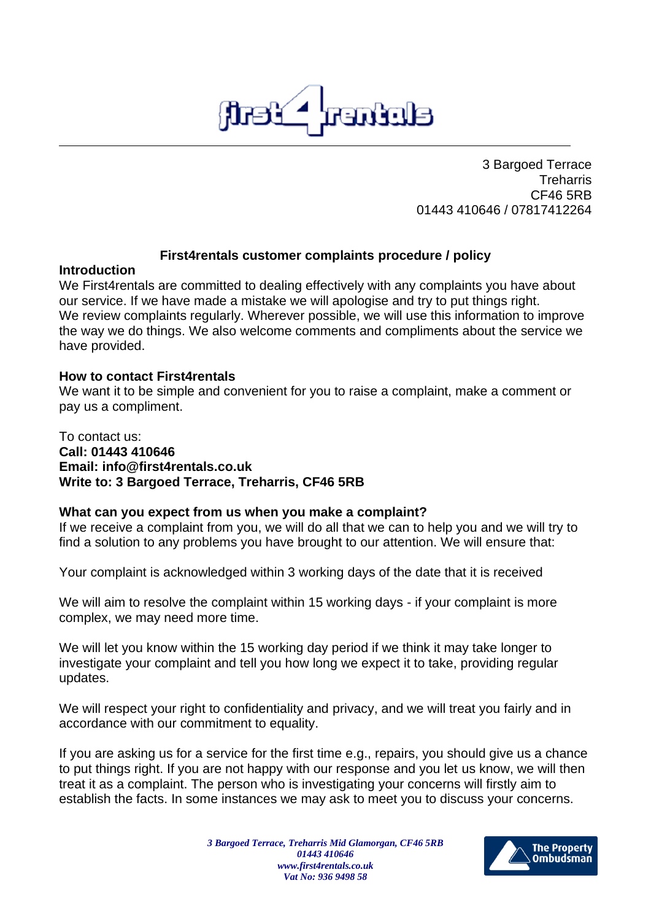3 Bargoed Terrace
Treharris
CF46 5RB
01443 410646 / 07817412264

## First4rentals customer complaints procedure / policy

### Introduction

We First4rentals are committed to dealing effectively with any complaints you have about our service. If we have made a mistake we will apologise and try to put things right.
We review complaints regularly. Wherever possible, we will use this information to improve the way we do things. We also welcome comments and compliments about the service we have provided.

### How to contact First4rentals

We want it to be simple and convenient for you to raise a complaint, make a comment or pay us a compliment.

To contact us:
**Call: 01443 410646**
**Email: info@first4rentals.co.uk**
**Write to: 3 Bargoed Terrace, Treharris, CF46 5RB**

### What can you expect from us when you make a complaint?

If we receive a complaint from you, we will do all that we can to help you and we will try to find a solution to any problems you have brought to our attention. We will ensure that:

Your complaint is acknowledged within 3 working days of the date that it is received

We will aim to resolve the complaint within 15 working days - if your complaint is more complex, we may need more time.

We will let you know within the 15 working day period if we think it may take longer to investigate your complaint and tell you how long we expect it to take, providing regular updates.

We will respect your right to confidentiality and privacy, and we will treat you fairly and in accordance with our commitment to equality.

If you are asking us for a service for the first time e.g., repairs, you should give us a chance to put things right. If you are not happy with our response and you let us know, we will then treat it as a complaint. The person who is investigating your concerns will firstly aim to establish the facts. In some instances we may ask to meet you to discuss your concerns.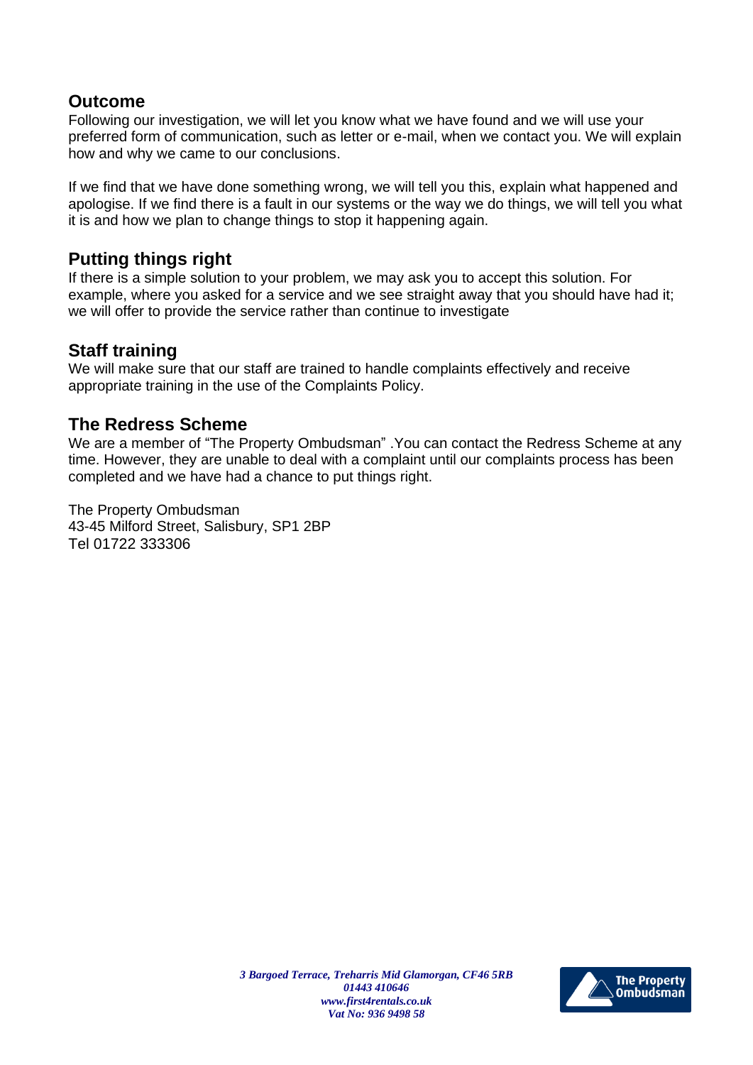## Outcome

Following our investigation, we will let you know what we have found and we will use your preferred form of communication, such as letter or e-mail, when we contact you. We will explain how and why we came to our conclusions.

If we find that we have done something wrong, we will tell you this, explain what happened and apologise. If we find there is a fault in our systems or the way we do things, we will tell you what it is and how we plan to change things to stop it happening again.

## Putting things right

If there is a simple solution to your problem, we may ask you to accept this solution. For example, where you asked for a service and we see straight away that you should have had it; we will offer to provide the service rather than continue to investigate

## Staff training

We will make sure that our staff are trained to handle complaints effectively and receive appropriate training in the use of the Complaints Policy.

## The Redress Scheme

We are a member of "The Property Ombudsman" .You can contact the Redress Scheme at any time. However, they are unable to deal with a complaint until our complaints process has been completed and we have had a chance to put things right.

The Property Ombudsman
43-45 Milford Street, Salisbury, SP1 2BP
Tel 01722 333306